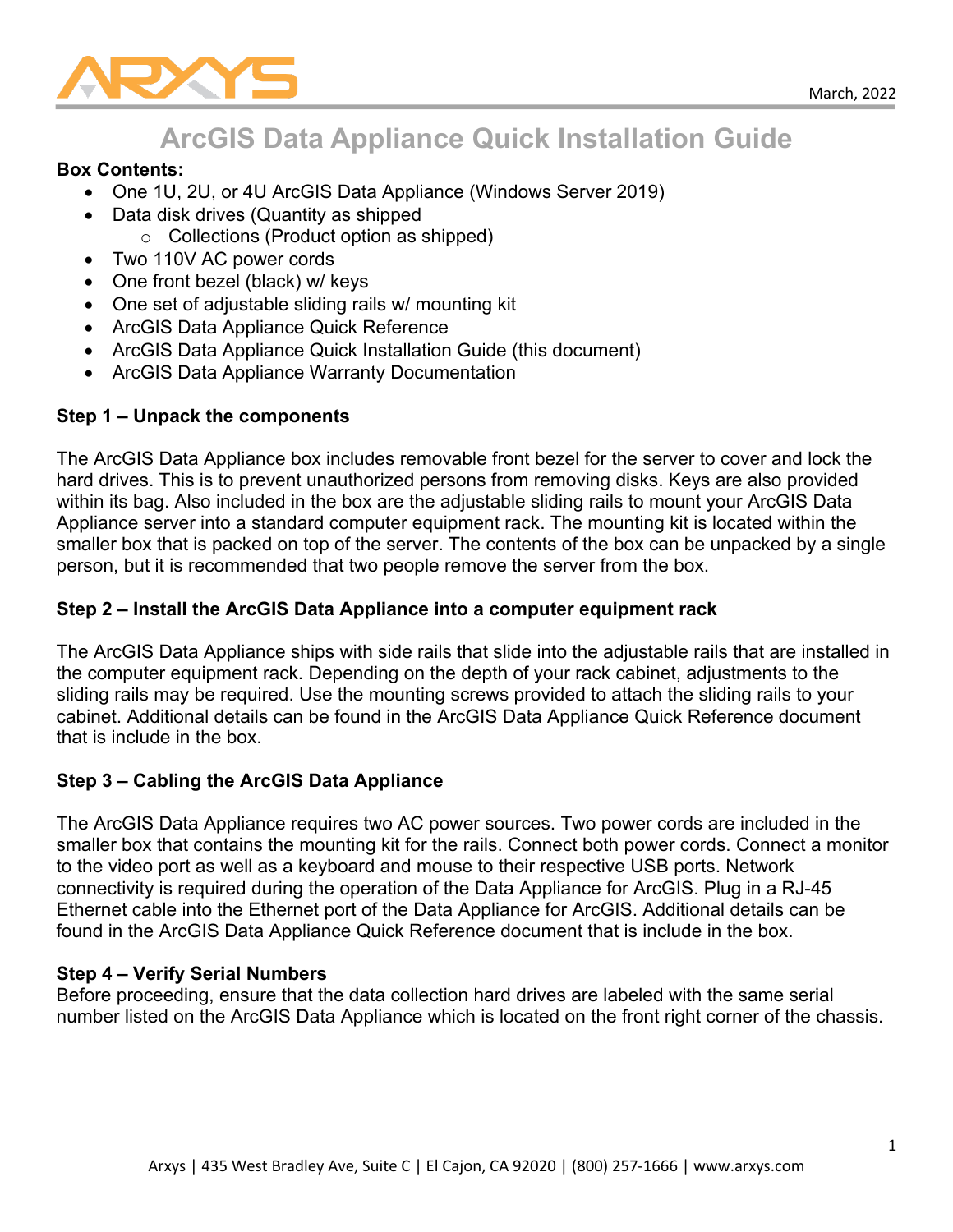March, 2022

# ArcGIS Data Appliance Quick Installation Guide

**Box Contents:**

- One 1U, 2U, or 4U ArcGIS Data Appliance (Windows Server 2019)
- Data disk drives (Quantity as shipped
  - Collections (Product option as shipped)
- Two 110V AC power cords
- One front bezel (black) w/ keys
- One set of adjustable sliding rails w/ mounting kit
- ArcGIS Data Appliance Quick Reference
- ArcGIS Data Appliance Quick Installation Guide (this document)
- ArcGIS Data Appliance Warranty Documentation

**Step 1 – Unpack the components**

The ArcGIS Data Appliance box includes removable front bezel for the server to cover and lock the hard drives. This is to prevent unauthorized persons from removing disks. Keys are also provided within its bag. Also included in the box are the adjustable sliding rails to mount your ArcGIS Data Appliance server into a standard computer equipment rack. The mounting kit is located within the smaller box that is packed on top of the server. The contents of the box can be unpacked by a single person, but it is recommended that two people remove the server from the box.

**Step 2 – Install the ArcGIS Data Appliance into a computer equipment rack**

The ArcGIS Data Appliance ships with side rails that slide into the adjustable rails that are installed in the computer equipment rack. Depending on the depth of your rack cabinet, adjustments to the sliding rails may be required. Use the mounting screws provided to attach the sliding rails to your cabinet. Additional details can be found in the ArcGIS Data Appliance Quick Reference document that is include in the box.

**Step 3 – Cabling the ArcGIS Data Appliance**

The ArcGIS Data Appliance requires two AC power sources. Two power cords are included in the smaller box that contains the mounting kit for the rails. Connect both power cords. Connect a monitor to the video port as well as a keyboard and mouse to their respective USB ports. Network connectivity is required during the operation of the Data Appliance for ArcGIS. Plug in a RJ-45 Ethernet cable into the Ethernet port of the Data Appliance for ArcGIS. Additional details can be found in the ArcGIS Data Appliance Quick Reference document that is include in the box.

**Step 4 – Verify Serial Numbers**

Before proceeding, ensure that the data collection hard drives are labeled with the same serial number listed on the ArcGIS Data Appliance which is located on the front right corner of the chassis.

Arxys | 435 West Bradley Ave, Suite C | El Cajon, CA 92020 | (800) 257-1666 | www.arxys.com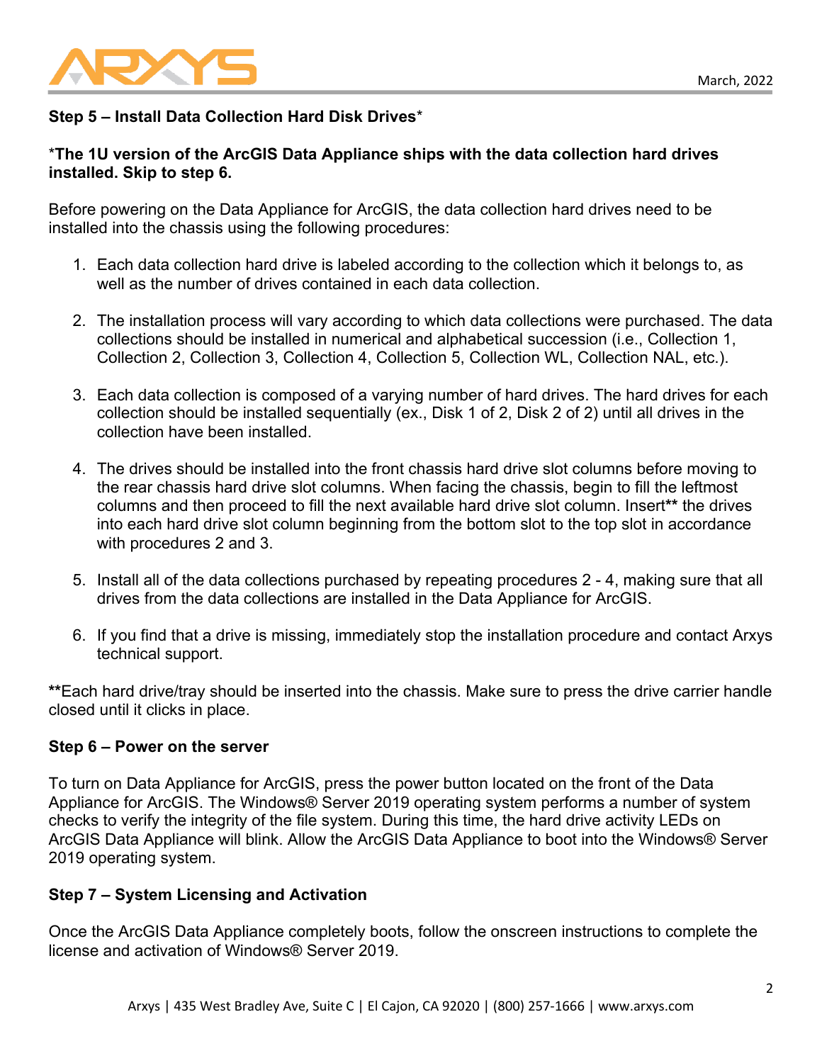**Step 5 – Install Data Collection Hard Disk Drives***

***The 1U version of the ArcGIS Data Appliance ships with the data collection hard drives installed. Skip to step 6.**

Before powering on the Data Appliance for ArcGIS, the data collection hard drives need to be installed into the chassis using the following procedures:

1. Each data collection hard drive is labeled according to the collection which it belongs to, as well as the number of drives contained in each data collection.

2. The installation process will vary according to which data collections were purchased. The data collections should be installed in numerical and alphabetical succession (i.e., Collection 1, Collection 2, Collection 3, Collection 4, Collection 5, Collection WL, Collection NAL, etc.).

3. Each data collection is composed of a varying number of hard drives. The hard drives for each collection should be installed sequentially (ex., Disk 1 of 2, Disk 2 of 2) until all drives in the collection have been installed.

4. The drives should be installed into the front chassis hard drive slot columns before moving to the rear chassis hard drive slot columns. When facing the chassis, begin to fill the leftmost columns and then proceed to fill the next available hard drive slot column. Insert** the drives into each hard drive slot column beginning from the bottom slot to the top slot in accordance with procedures 2 and 3.

5. Install all of the data collections purchased by repeating procedures 2 - 4, making sure that all drives from the data collections are installed in the Data Appliance for ArcGIS.

6. If you find that a drive is missing, immediately stop the installation procedure and contact Arxys technical support.

**Each hard drive/tray should be inserted into the chassis. Make sure to press the drive carrier handle closed until it clicks in place.

**Step 6 – Power on the server**

To turn on Data Appliance for ArcGIS, press the power button located on the front of the Data Appliance for ArcGIS. The Windows® Server 2019 operating system performs a number of system checks to verify the integrity of the file system. During this time, the hard drive activity LEDs on ArcGIS Data Appliance will blink. Allow the ArcGIS Data Appliance to boot into the Windows® Server 2019 operating system.

**Step 7 – System Licensing and Activation**

Once the ArcGIS Data Appliance completely boots, follow the onscreen instructions to complete the license and activation of Windows® Server 2019.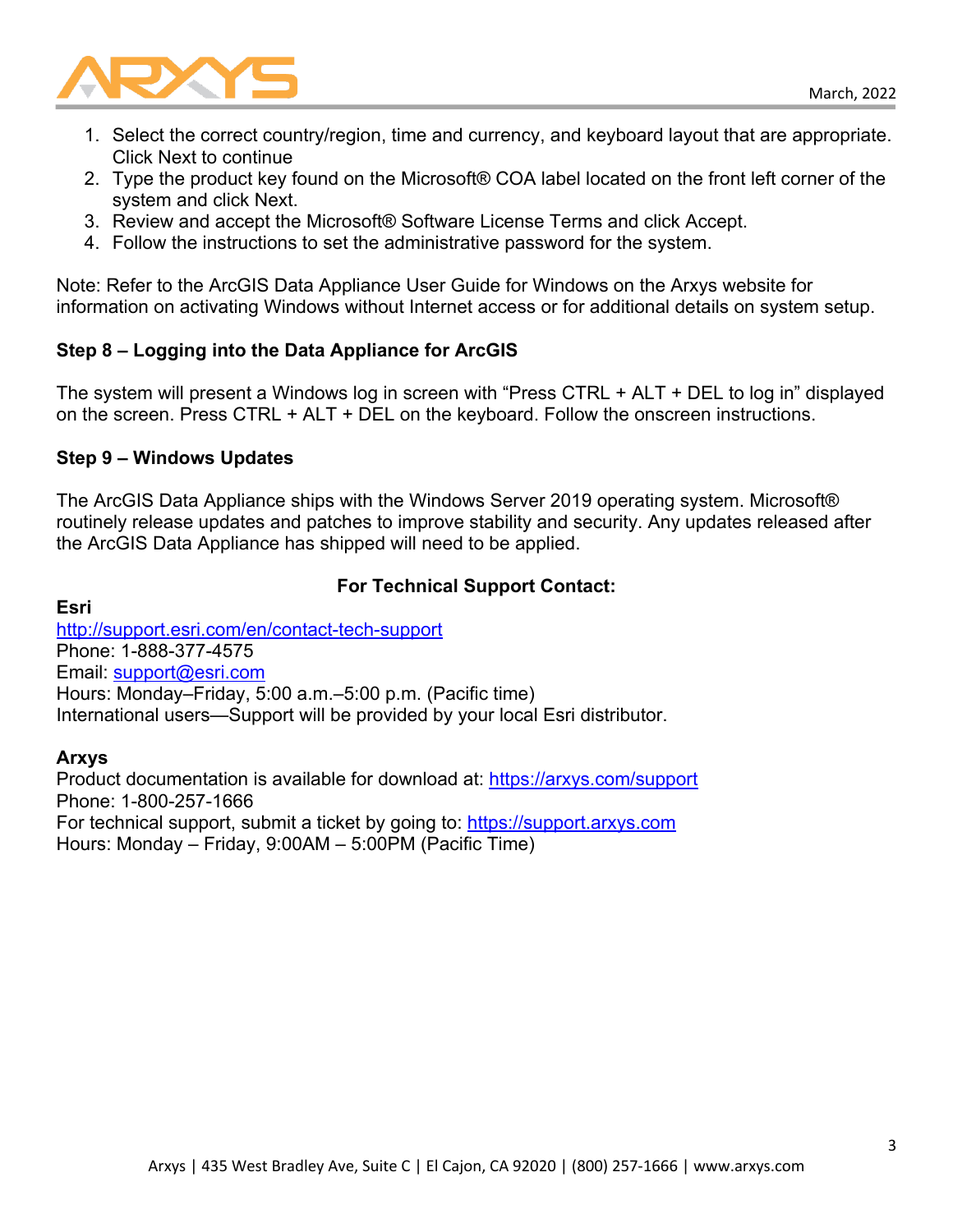1. Select the correct country/region, time and currency, and keyboard layout that are appropriate. Click Next to continue
2. Type the product key found on the Microsoft® COA label located on the front left corner of the system and click Next.
3. Review and accept the Microsoft® Software License Terms and click Accept.
4. Follow the instructions to set the administrative password for the system.

Note: Refer to the ArcGIS Data Appliance User Guide for Windows on the Arxys website for information on activating Windows without Internet access or for additional details on system setup.

**Step 8 – Logging into the Data Appliance for ArcGIS**

The system will present a Windows log in screen with "Press CTRL + ALT + DEL to log in" displayed on the screen. Press CTRL + ALT + DEL on the keyboard. Follow the onscreen instructions.

**Step 9 – Windows Updates**

The ArcGIS Data Appliance ships with the Windows Server 2019 operating system. Microsoft® routinely release updates and patches to improve stability and security. Any updates released after the ArcGIS Data Appliance has shipped will need to be applied.

**For Technical Support Contact:**

**Esri**
http://support.esri.com/en/contact-tech-support
Phone: 1-888-377-4575
Email: support@esri.com
Hours: Monday–Friday, 5:00 a.m.–5:00 p.m. (Pacific time)
International users—Support will be provided by your local Esri distributor.

**Arxys**
Product documentation is available for download at: https://arxys.com/support
Phone: 1-800-257-1666
For technical support, submit a ticket by going to: https://support.arxys.com
Hours: Monday – Friday, 9:00AM – 5:00PM (Pacific Time)